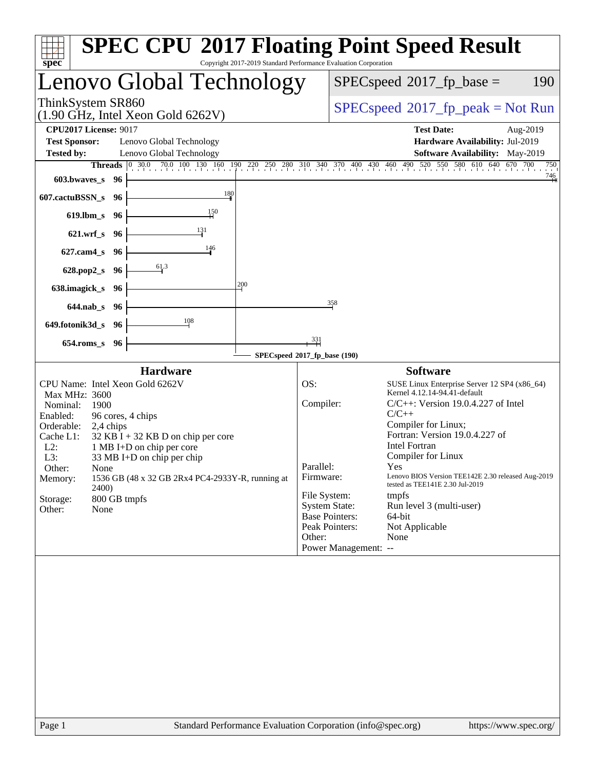# SPEC CPU 2017 Floating Point Speed Result

Copyright 2017-2019 Standard Performance Evaluation Corporation

## Lenovo Global Technology

ThinkSystem SR860
(1.90 GHz, Intel Xeon Gold 6262V)

SPECspeed 2017_fp_base = 190

SPECspeed 2017_fp_peak = Not Run

**CPU2017 License:** 9017
**Test Sponsor:** Lenovo Global Technology
**Tested by:** Lenovo Global Technology

**Test Date:** Aug-2019
**Hardware Availability:** Jul-2019
**Software Availability:** May-2019

| Benchmark | Threads | SPECspeed 2017_fp_base |
|---|---|---|
| 603.bwaves_s | 96 | 746 |
| 607.cactuBSSN_s | 96 | 180 |
| 619.lbm_s | 96 | 150 |
| 621.wrf_s | 96 | 131 |
| 627.cam4_s | 96 | 146 |
| 628.pop2_s | 96 | 61.3 |
| 638.imagick_s | 96 | 200 |
| 644.nab_s | 96 | 358 |
| 649.fotonik3d_s | 96 | 108 |
| 654.roms_s | 96 | 331 |

SPECspeed 2017_fp_base (190)

### Hardware

CPU Name: Intel Xeon Gold 6262V
Max MHz: 3600
Nominal: 1900
Enabled: 96 cores, 4 chips
Orderable: 2,4 chips
Cache L1: 32 KB I + 32 KB D on chip per core
L2: 1 MB I+D on chip per core
L3: 33 MB I+D on chip per chip
Other: None
Memory: 1536 GB (48 x 32 GB 2Rx4 PC4-2933Y-R, running at 2400)
Storage: 800 GB tmpfs
Other: None

### Software

OS: SUSE Linux Enterprise Server 12 SP4 (x86_64) Kernel 4.12.14-94.41-default
Compiler: C/C++: Version 19.0.4.227 of Intel C/C++ Compiler for Linux; Fortran: Version 19.0.4.227 of Intel Fortran Compiler for Linux
Parallel: Yes
Firmware: Lenovo BIOS Version TEE142E 2.30 released Aug-2019 tested as TEE141E 2.30 Jul-2019
File System: tmpfs
System State: Run level 3 (multi-user)
Base Pointers: 64-bit
Peak Pointers: Not Applicable
Other: None
Power Management: --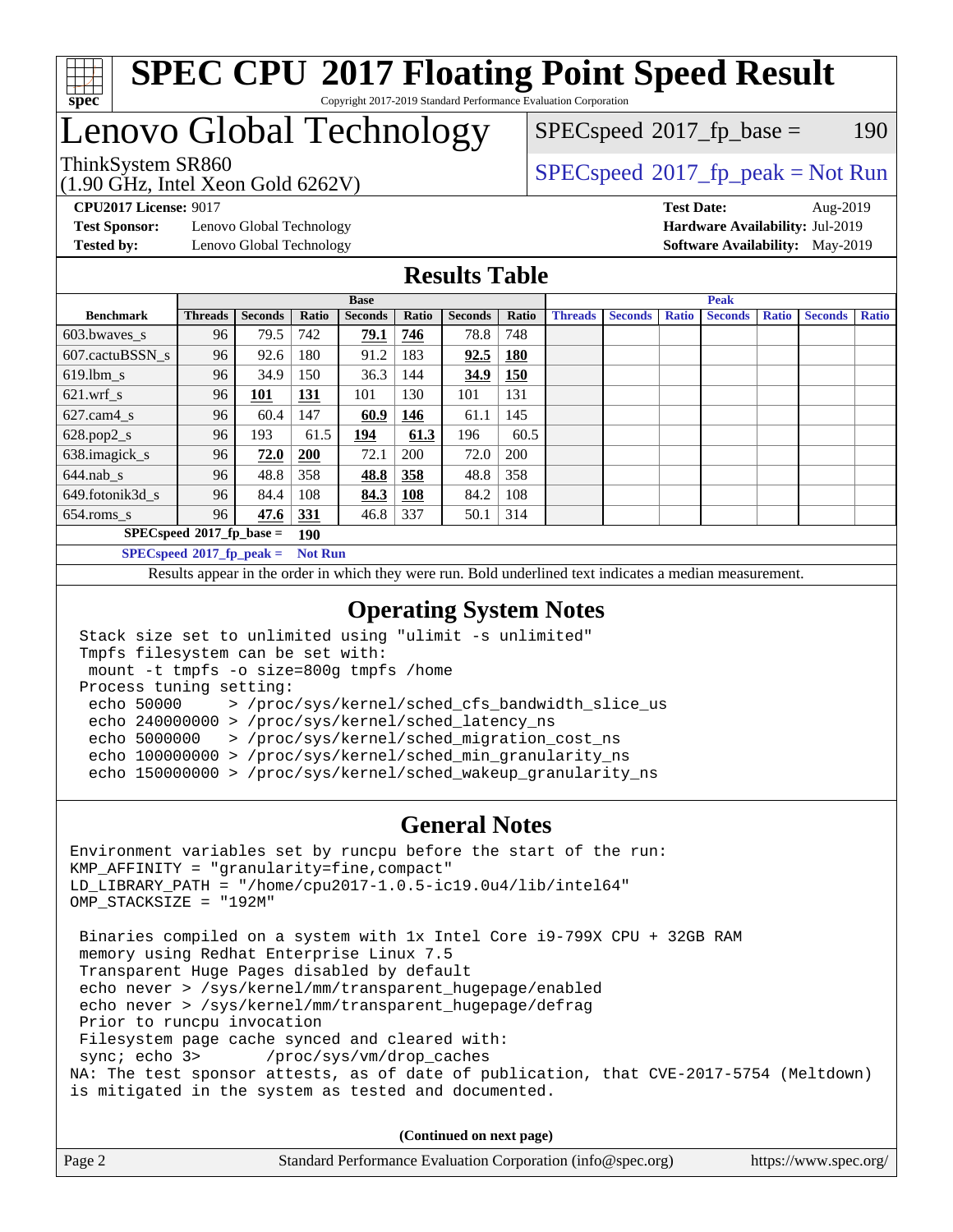# SPEC CPU 2017 Floating Point Speed Result

Copyright 2017-2019 Standard Performance Evaluation Corporation

# Lenovo Global Technology

ThinkSystem SR860
(1.90 GHz, Intel Xeon Gold 6262V)

SPECspeed 2017_fp_base = 190

SPECspeed 2017_fp_peak = Not Run

**CPU2017 License:** 9017
**Test Sponsor:** Lenovo Global Technology
**Tested by:** Lenovo Global Technology

**Test Date:** Aug-2019
**Hardware Availability:** Jul-2019
**Software Availability:** May-2019

## Results Table

| Benchmark | Base | | | | | | | Peak | | | | | | |
|---|---|---|---|---|---|---|---|---|---|---|---|---|---|---|
| | Threads | Seconds | Ratio | Seconds | Ratio | Seconds | Ratio | Threads | Seconds | Ratio | Seconds | Ratio | Seconds | Ratio |
| 603.bwaves_s | 96 | 79.5 | 742 | **79.1** | **746** | 78.8 | 748 | | | | | | | |
| 607.cactuBSSN_s | 96 | 92.6 | 180 | 91.2 | 183 | **92.5** | **180** | | | | | | | |
| 619.lbm_s | 96 | 34.9 | 150 | 36.3 | 144 | **34.9** | **150** | | | | | | | |
| 621.wrf_s | 96 | **101** | **131** | 101 | 130 | 101 | 131 | | | | | | | |
| 627.cam4_s | 96 | 60.4 | 147 | **60.9** | **146** | 61.1 | 145 | | | | | | | |
| 628.pop2_s | 96 | 193 | 61.5 | **194** | **61.3** | 196 | 60.5 | | | | | | | |
| 638.imagick_s | 96 | **72.0** | **200** | 72.1 | 200 | 72.0 | 200 | | | | | | | |
| 644.nab_s | 96 | 48.8 | 358 | **48.8** | **358** | 48.8 | 358 | | | | | | | |
| 649.fotonik3d_s | 96 | 84.4 | 108 | **84.3** | **108** | 84.2 | 108 | | | | | | | |
| 654.roms_s | 96 | **47.6** | **331** | 46.8 | 337 | 50.1 | 314 | | | | | | | |

**SPECspeed 2017_fp_base = 190**

**SPECspeed 2017_fp_peak = Not Run**

Results appear in the order in which they were run. Bold underlined text indicates a median measurement.

## Operating System Notes

```
Stack size set to unlimited using "ulimit -s unlimited"
Tmpfs filesystem can be set with:
 mount -t tmpfs -o size=800g tmpfs /home
Process tuning setting:
 echo 50000     > /proc/sys/kernel/sched_cfs_bandwidth_slice_us
 echo 240000000 > /proc/sys/kernel/sched_latency_ns
 echo 5000000   > /proc/sys/kernel/sched_migration_cost_ns
 echo 100000000 > /proc/sys/kernel/sched_min_granularity_ns
 echo 150000000 > /proc/sys/kernel/sched_wakeup_granularity_ns
```

## General Notes

```
Environment variables set by runcpu before the start of the run:
KMP_AFFINITY = "granularity=fine,compact"
LD_LIBRARY_PATH = "/home/cpu2017-1.0.5-ic19.0u4/lib/intel64"
OMP_STACKSIZE = "192M"

 Binaries compiled on a system with 1x Intel Core i9-799X CPU + 32GB RAM
 memory using Redhat Enterprise Linux 7.5
 Transparent Huge Pages disabled by default
 echo never > /sys/kernel/mm/transparent_hugepage/enabled
 echo never > /sys/kernel/mm/transparent_hugepage/defrag
 Prior to runcpu invocation
 Filesystem page cache synced and cleared with:
 sync; echo 3>       /proc/sys/vm/drop_caches
NA: The test sponsor attests, as of date of publication, that CVE-2017-5754 (Meltdown)
is mitigated in the system as tested and documented.
```

**(Continued on next page)**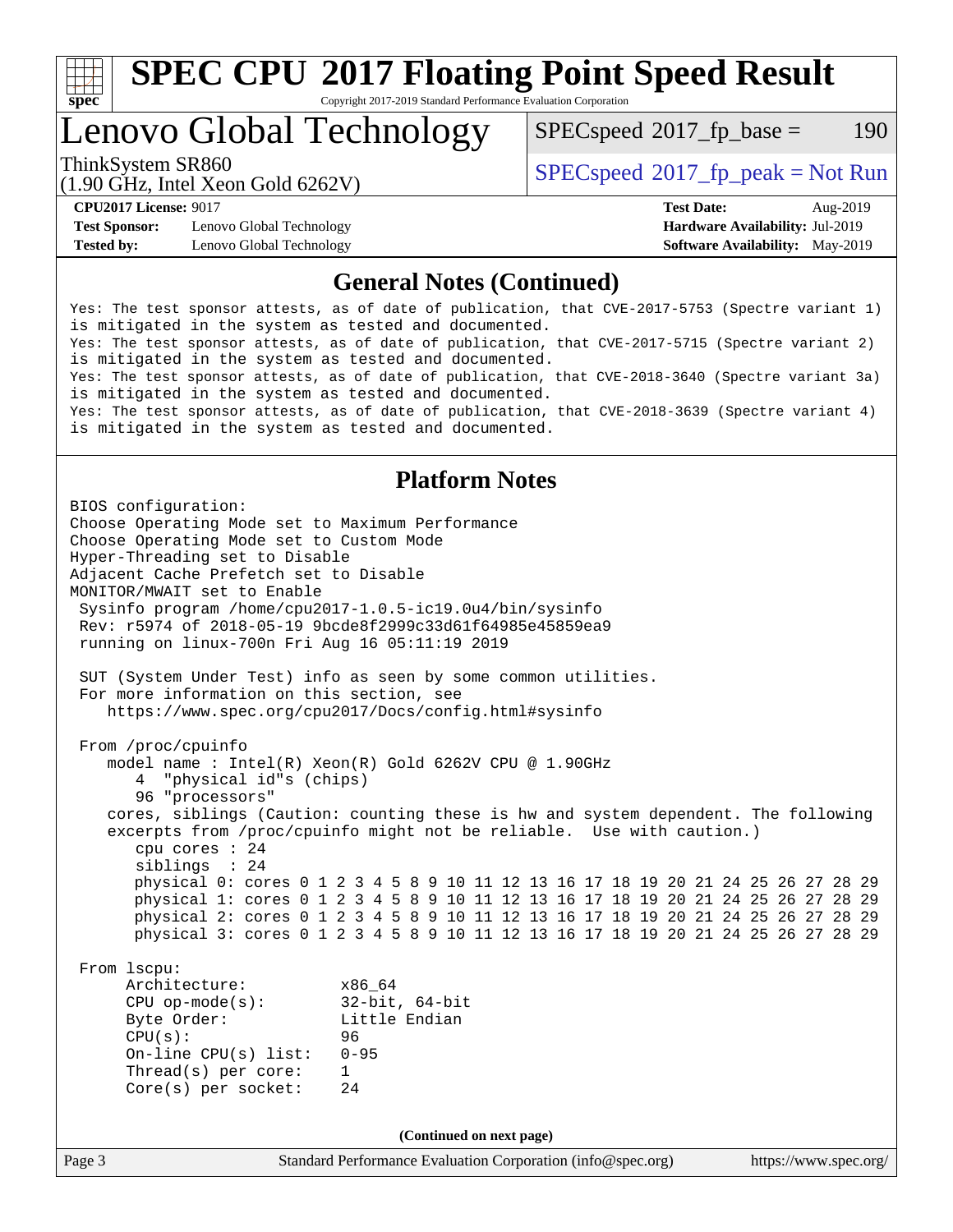# SPEC CPU 2017 Floating Point Speed Result

Copyright 2017-2019 Standard Performance Evaluation Corporation

## Lenovo Global Technology

ThinkSystem SR860
(1.90 GHz, Intel Xeon Gold 6262V)

SPECspeed 2017_fp_base = 190

SPECspeed 2017_fp_peak = Not Run

**CPU2017 License:** 9017
**Test Sponsor:** Lenovo Global Technology
**Tested by:** Lenovo Global Technology

**Test Date:** Aug-2019
**Hardware Availability:** Jul-2019
**Software Availability:** May-2019

### General Notes (Continued)

```
Yes: The test sponsor attests, as of date of publication, that CVE-2017-5753 (Spectre variant 1)
is mitigated in the system as tested and documented.
Yes: The test sponsor attests, as of date of publication, that CVE-2017-5715 (Spectre variant 2)
is mitigated in the system as tested and documented.
Yes: The test sponsor attests, as of date of publication, that CVE-2018-3640 (Spectre variant 3a)
is mitigated in the system as tested and documented.
Yes: The test sponsor attests, as of date of publication, that CVE-2018-3639 (Spectre variant 4)
is mitigated in the system as tested and documented.
```

### Platform Notes

```
BIOS configuration:
Choose Operating Mode set to Maximum Performance
Choose Operating Mode set to Custom Mode
Hyper-Threading set to Disable
Adjacent Cache Prefetch set to Disable
MONITOR/MWAIT set to Enable
 Sysinfo program /home/cpu2017-1.0.5-ic19.0u4/bin/sysinfo
 Rev: r5974 of 2018-05-19 9bcde8f2999c33d61f64985e45859ea9
 running on linux-700n Fri Aug 16 05:11:19 2019

 SUT (System Under Test) info as seen by some common utilities.
 For more information on this section, see
    https://www.spec.org/cpu2017/Docs/config.html#sysinfo

 From /proc/cpuinfo
    model name : Intel(R) Xeon(R) Gold 6262V CPU @ 1.90GHz
       4  "physical id"s (chips)
       96 "processors"
    cores, siblings (Caution: counting these is hw and system dependent. The following
    excerpts from /proc/cpuinfo might not be reliable.  Use with caution.)
       cpu cores : 24
       siblings  : 24
       physical 0: cores 0 1 2 3 4 5 8 9 10 11 12 13 16 17 18 19 20 21 24 25 26 27 28 29
       physical 1: cores 0 1 2 3 4 5 8 9 10 11 12 13 16 17 18 19 20 21 24 25 26 27 28 29
       physical 2: cores 0 1 2 3 4 5 8 9 10 11 12 13 16 17 18 19 20 21 24 25 26 27 28 29
       physical 3: cores 0 1 2 3 4 5 8 9 10 11 12 13 16 17 18 19 20 21 24 25 26 27 28 29

 From lscpu:
      Architecture:          x86_64
      CPU op-mode(s):        32-bit, 64-bit
      Byte Order:            Little Endian
      CPU(s):                96
      On-line CPU(s) list:   0-95
      Thread(s) per core:    1
      Core(s) per socket:    24
```

(Continued on next page)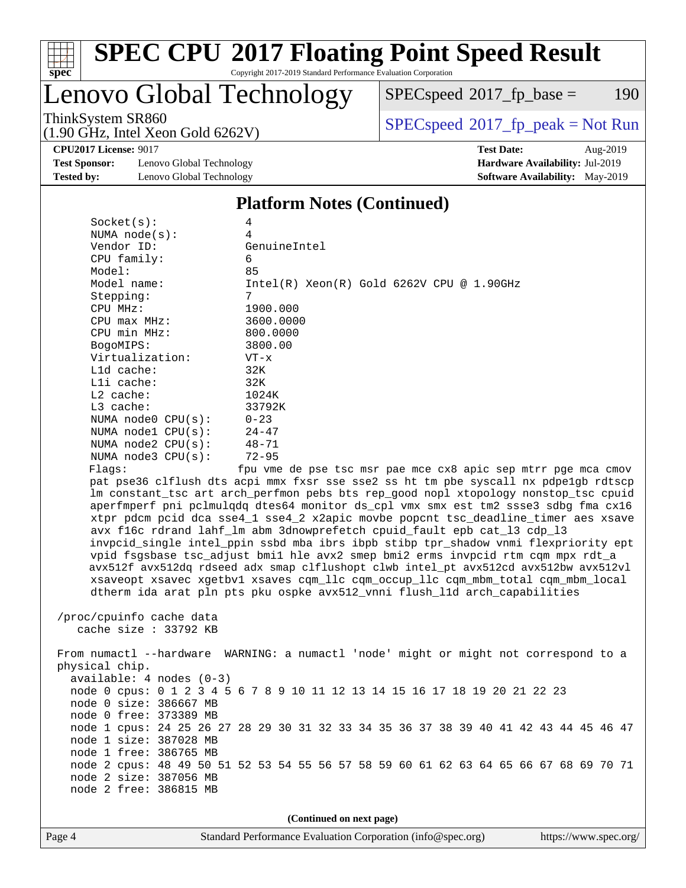## Platform Notes (Continued)

```
Socket(s):             4
NUMA node(s):          4
Vendor ID:             GenuineIntel
CPU family:            6
Model:                 85
Model name:            Intel(R) Xeon(R) Gold 6262V CPU @ 1.90GHz
Stepping:              7
CPU MHz:               1900.000
CPU max MHz:           3600.0000
CPU min MHz:           800.0000
BogoMIPS:              3800.00
Virtualization:        VT-x
L1d cache:             32K
L1i cache:             32K
L2 cache:              1024K
L3 cache:              33792K
NUMA node0 CPU(s):     0-23
NUMA node1 CPU(s):     24-47
NUMA node2 CPU(s):     48-71
NUMA node3 CPU(s):     72-95
Flags:                 fpu vme de pse tsc msr pae mce cx8 apic sep mtrr pge mca cmov
pat pse36 clflush dts acpi mmx fxsr sse sse2 ss ht tm pbe syscall nx pdpe1gb rdtscp
lm constant_tsc art arch_perfmon pebs bts rep_good nopl xtopology nonstop_tsc cpuid
aperfmperf pni pclmulqdq dtes64 monitor ds_cpl vmx smx est tm2 ssse3 sdbg fma cx16
xtpr pdcm pcid dca sse4_1 sse4_2 x2apic movbe popcnt tsc_deadline_timer aes xsave
avx f16c rdrand lahf_lm abm 3dnowprefetch cpuid_fault epb cat_l3 cdp_l3
invpcid_single intel_ppin ssbd mba ibrs ibpb stibp tpr_shadow vnmi flexpriority ept
vpid fsgsbase tsc_adjust bmi1 hle avx2 smep bmi2 erms invpcid rtm cqm mpx rdt_a
avx512f avx512dq rdseed adx smap clflushopt clwb intel_pt avx512cd avx512bw avx512vl
xsaveopt xsavec xgetbv1 xsaves cqm_llc cqm_occup_llc cqm_mbm_total cqm_mbm_local
dtherm ida arat pln pts pku ospke avx512_vnni flush_l1d arch_capabilities

/proc/cpuinfo cache data
   cache size : 33792 KB

From numactl --hardware  WARNING: a numactl 'node' might or might not correspond to a
physical chip.
  available: 4 nodes (0-3)
  node 0 cpus: 0 1 2 3 4 5 6 7 8 9 10 11 12 13 14 15 16 17 18 19 20 21 22 23
  node 0 size: 386667 MB
  node 0 free: 373389 MB
  node 1 cpus: 24 25 26 27 28 29 30 31 32 33 34 35 36 37 38 39 40 41 42 43 44 45 46 47
  node 1 size: 387028 MB
  node 1 free: 386765 MB
  node 2 cpus: 48 49 50 51 52 53 54 55 56 57 58 59 60 61 62 63 64 65 66 67 68 69 70 71
  node 2 size: 387056 MB
  node 2 free: 386815 MB
```

**(Continued on next page)**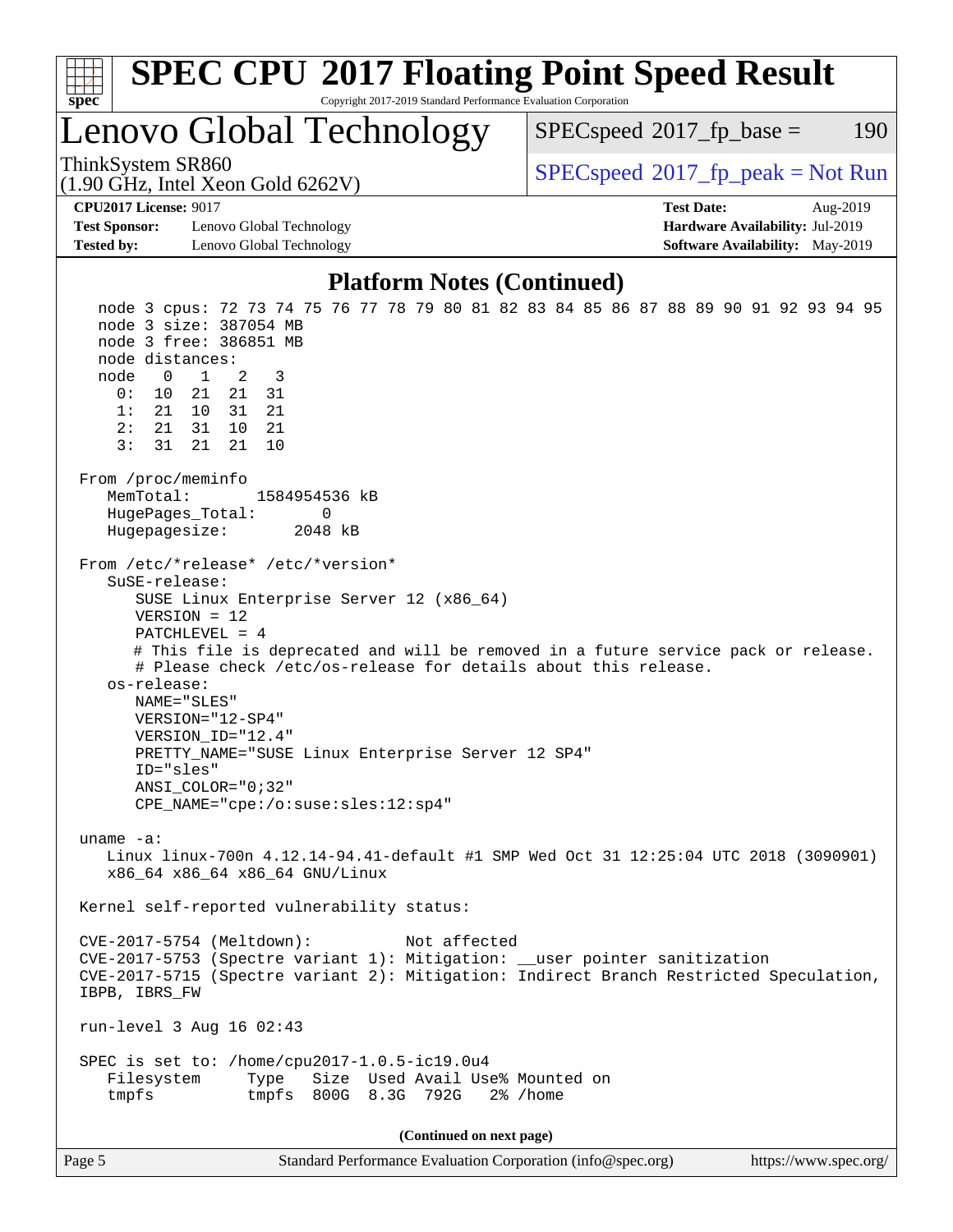# SPEC CPU 2017 Floating Point Speed Result

Copyright 2017-2019 Standard Performance Evaluation Corporation

## Lenovo Global Technology

ThinkSystem SR860
(1.90 GHz, Intel Xeon Gold 6262V)

SPECspeed 2017_fp_base = 190

SPECspeed 2017_fp_peak = Not Run

**CPU2017 License:** 9017
**Test Sponsor:** Lenovo Global Technology
**Tested by:** Lenovo Global Technology

**Test Date:** Aug-2019
**Hardware Availability:** Jul-2019
**Software Availability:** May-2019

### Platform Notes (Continued)

```
    node 3 cpus: 72 73 74 75 76 77 78 79 80 81 82 83 84 85 86 87 88 89 90 91 92 93 94 95
    node 3 size: 387054 MB
    node 3 free: 386851 MB
    node distances:
    node   0   1   2   3
      0:  10  21  21  31
      1:  21  10  31  21
      2:  21  31  10  21
      3:  31  21  21  10

 From /proc/meminfo
    MemTotal:       1584954536 kB
    HugePages_Total:       0
    Hugepagesize:       2048 kB

 From /etc/*release* /etc/*version*
    SuSE-release:
       SUSE Linux Enterprise Server 12 (x86_64)
       VERSION = 12
       PATCHLEVEL = 4
       # This file is deprecated and will be removed in a future service pack or release.
       # Please check /etc/os-release for details about this release.
    os-release:
       NAME="SLES"
       VERSION="12-SP4"
       VERSION_ID="12.4"
       PRETTY_NAME="SUSE Linux Enterprise Server 12 SP4"
       ID="sles"
       ANSI_COLOR="0;32"
       CPE_NAME="cpe:/o:suse:sles:12:sp4"

 uname -a:
    Linux linux-700n 4.12.14-94.41-default #1 SMP Wed Oct 31 12:25:04 UTC 2018 (3090901)
    x86_64 x86_64 x86_64 GNU/Linux

 Kernel self-reported vulnerability status:

 CVE-2017-5754 (Meltdown):          Not affected
 CVE-2017-5753 (Spectre variant 1): Mitigation: __user pointer sanitization
 CVE-2017-5715 (Spectre variant 2): Mitigation: Indirect Branch Restricted Speculation,
 IBPB, IBRS_FW

 run-level 3 Aug 16 02:43

 SPEC is set to: /home/cpu2017-1.0.5-ic19.0u4
    Filesystem     Type   Size  Used Avail Use% Mounted on
    tmpfs          tmpfs  800G  8.3G  792G   2% /home
```

**(Continued on next page)**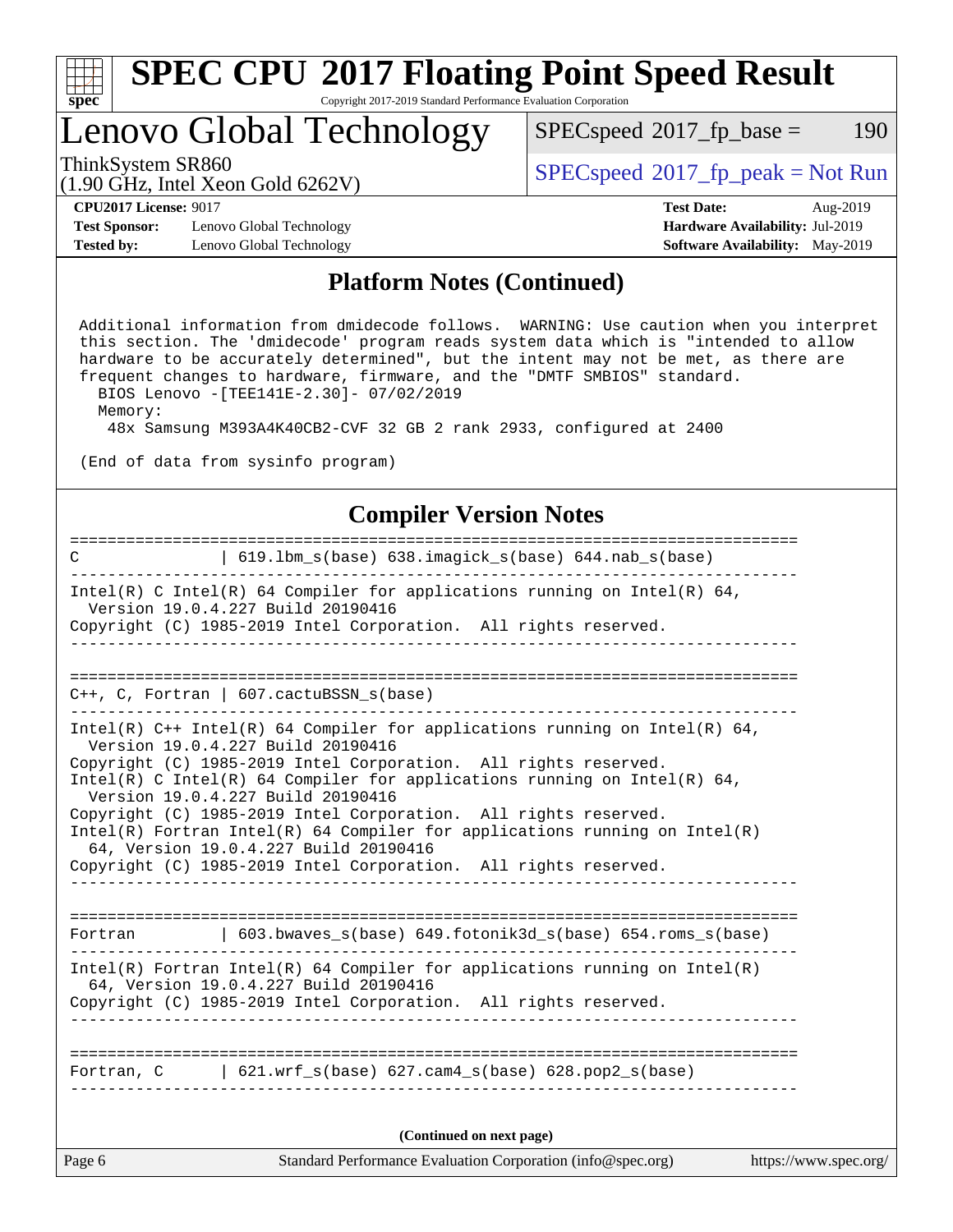## Platform Notes (Continued)

```
 Additional information from dmidecode follows.  WARNING: Use caution when you interpret
 this section. The 'dmidecode' program reads system data which is "intended to allow
 hardware to be accurately determined", but the intent may not be met, as there are
 frequent changes to hardware, firmware, and the "DMTF SMBIOS" standard.
   BIOS Lenovo -[TEE141E-2.30]- 07/02/2019
   Memory:
    48x Samsung M393A4K40CB2-CVF 32 GB 2 rank 2933, configured at 2400

 (End of data from sysinfo program)
```

## Compiler Version Notes

```
==============================================================================
C               | 619.lbm_s(base) 638.imagick_s(base) 644.nab_s(base)
------------------------------------------------------------------------------
Intel(R) C Intel(R) 64 Compiler for applications running on Intel(R) 64,
  Version 19.0.4.227 Build 20190416
Copyright (C) 1985-2019 Intel Corporation.  All rights reserved.
------------------------------------------------------------------------------

==============================================================================
C++, C, Fortran | 607.cactuBSSN_s(base)
------------------------------------------------------------------------------
Intel(R) C++ Intel(R) 64 Compiler for applications running on Intel(R) 64,
  Version 19.0.4.227 Build 20190416
Copyright (C) 1985-2019 Intel Corporation.  All rights reserved.
Intel(R) C Intel(R) 64 Compiler for applications running on Intel(R) 64,
  Version 19.0.4.227 Build 20190416
Copyright (C) 1985-2019 Intel Corporation.  All rights reserved.
Intel(R) Fortran Intel(R) 64 Compiler for applications running on Intel(R)
  64, Version 19.0.4.227 Build 20190416
Copyright (C) 1985-2019 Intel Corporation.  All rights reserved.
------------------------------------------------------------------------------

==============================================================================
Fortran         | 603.bwaves_s(base) 649.fotonik3d_s(base) 654.roms_s(base)
------------------------------------------------------------------------------
Intel(R) Fortran Intel(R) 64 Compiler for applications running on Intel(R)
  64, Version 19.0.4.227 Build 20190416
Copyright (C) 1985-2019 Intel Corporation.  All rights reserved.
------------------------------------------------------------------------------

==============================================================================
Fortran, C      | 621.wrf_s(base) 627.cam4_s(base) 628.pop2_s(base)
------------------------------------------------------------------------------
```

(Continued on next page)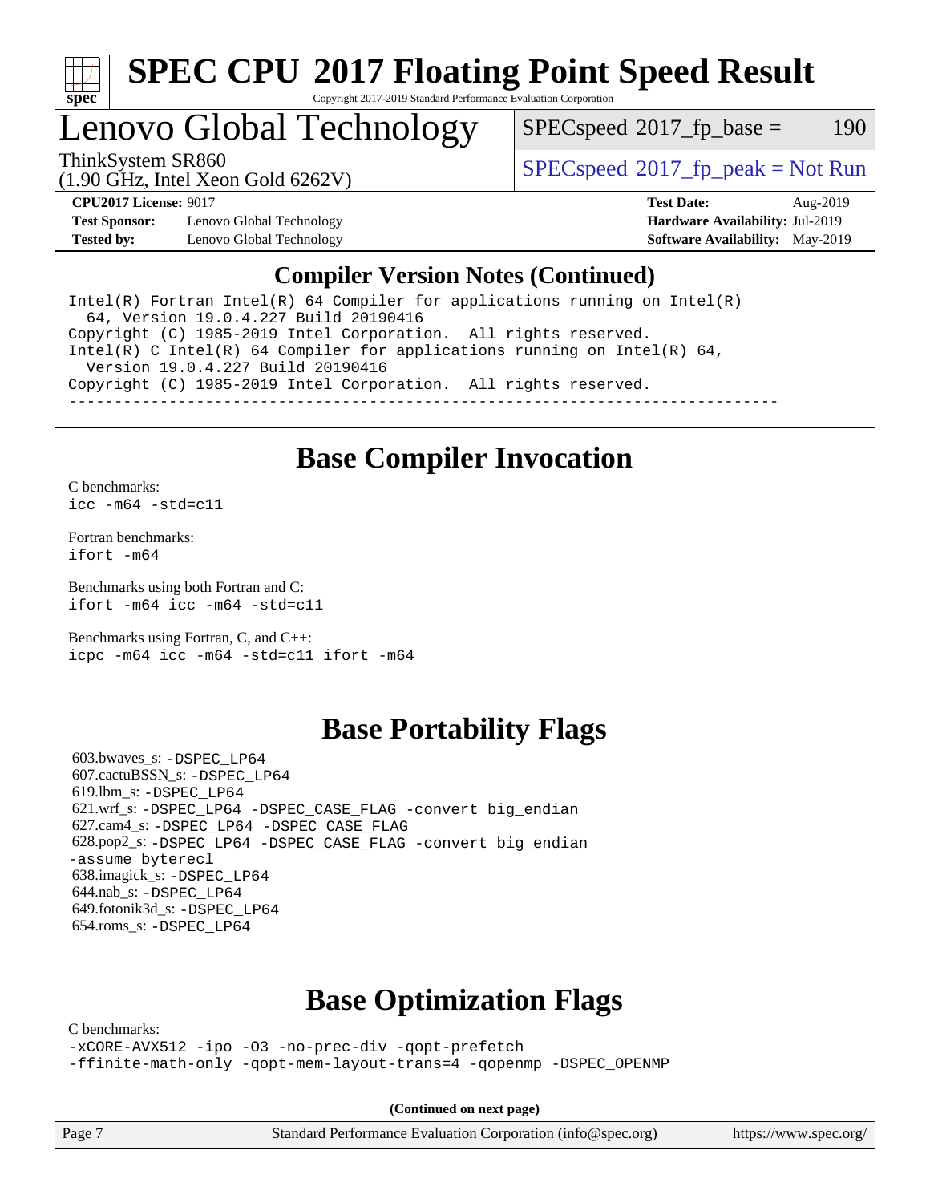# SPEC CPU 2017 Floating Point Speed Result

Copyright 2017-2019 Standard Performance Evaluation Corporation

# Lenovo Global Technology

ThinkSystem SR860
(1.90 GHz, Intel Xeon Gold 6262V)

SPECspeed 2017_fp_base = 190

SPECspeed 2017_fp_peak = Not Run

**CPU2017 License:** 9017
**Test Sponsor:** Lenovo Global Technology
**Tested by:** Lenovo Global Technology

**Test Date:** Aug-2019
**Hardware Availability:** Jul-2019
**Software Availability:** May-2019

## Compiler Version Notes (Continued)

```
Intel(R) Fortran Intel(R) 64 Compiler for applications running on Intel(R)
  64, Version 19.0.4.227 Build 20190416
Copyright (C) 1985-2019 Intel Corporation.  All rights reserved.
Intel(R) C Intel(R) 64 Compiler for applications running on Intel(R) 64,
  Version 19.0.4.227 Build 20190416
Copyright (C) 1985-2019 Intel Corporation.  All rights reserved.
------------------------------------------------------------------------------
```

## Base Compiler Invocation

C benchmarks:
`icc -m64 -std=c11`

Fortran benchmarks:
`ifort -m64`

Benchmarks using both Fortran and C:
`ifort -m64 icc -m64 -std=c11`

Benchmarks using Fortran, C, and C++:
`icpc -m64 icc -m64 -std=c11 ifort -m64`

## Base Portability Flags

603.bwaves_s: -DSPEC_LP64
607.cactuBSSN_s: -DSPEC_LP64
619.lbm_s: -DSPEC_LP64
621.wrf_s: -DSPEC_LP64 -DSPEC_CASE_FLAG -convert big_endian
627.cam4_s: -DSPEC_LP64 -DSPEC_CASE_FLAG
628.pop2_s: -DSPEC_LP64 -DSPEC_CASE_FLAG -convert big_endian -assume byterecl
638.imagick_s: -DSPEC_LP64
644.nab_s: -DSPEC_LP64
649.fotonik3d_s: -DSPEC_LP64
654.roms_s: -DSPEC_LP64

## Base Optimization Flags

C benchmarks:
`-xCORE-AVX512 -ipo -O3 -no-prec-div -qopt-prefetch -ffinite-math-only -qopt-mem-layout-trans=4 -qopenmp -DSPEC_OPENMP`

**(Continued on next page)**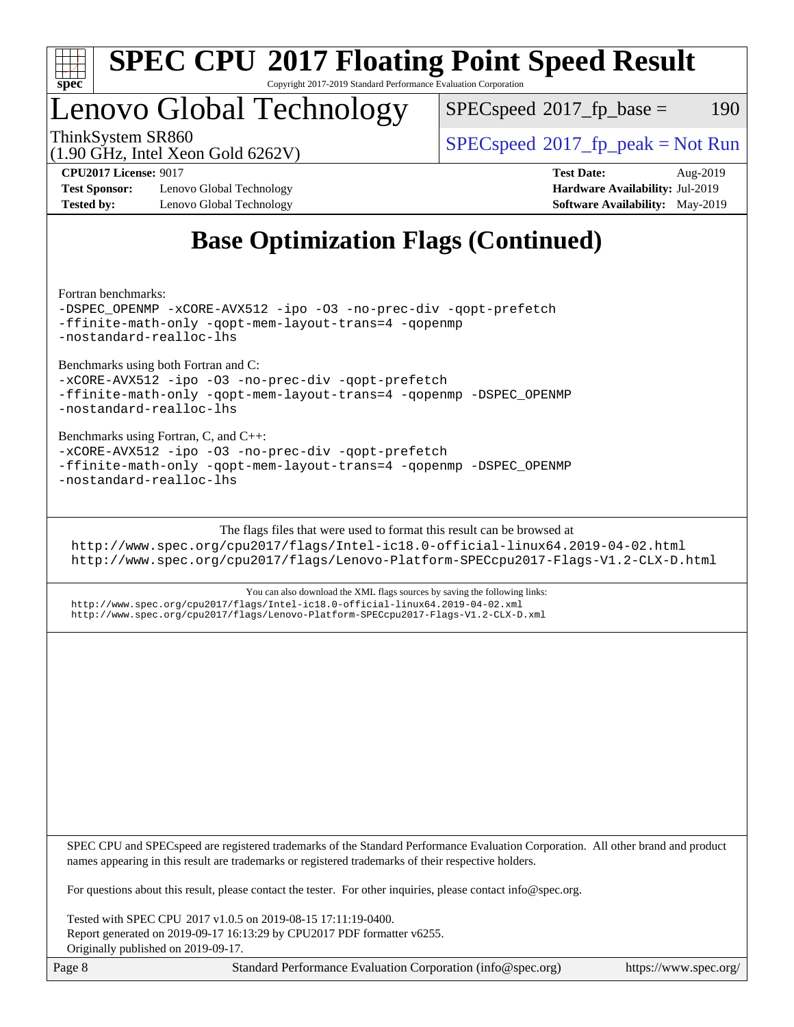# Base Optimization Flags (Continued)

Fortran benchmarks:
-DSPEC_OPENMP -xCORE-AVX512 -ipo -O3 -no-prec-div -qopt-prefetch
-ffinite-math-only -qopt-mem-layout-trans=4 -qopenmp
-nostandard-realloc-lhs

Benchmarks using both Fortran and C:
-xCORE-AVX512 -ipo -O3 -no-prec-div -qopt-prefetch
-ffinite-math-only -qopt-mem-layout-trans=4 -qopenmp -DSPEC_OPENMP
-nostandard-realloc-lhs

Benchmarks using Fortran, C, and C++:
-xCORE-AVX512 -ipo -O3 -no-prec-div -qopt-prefetch
-ffinite-math-only -qopt-mem-layout-trans=4 -qopenmp -DSPEC_OPENMP
-nostandard-realloc-lhs

The flags files that were used to format this result can be browsed at
http://www.spec.org/cpu2017/flags/Intel-ic18.0-official-linux64.2019-04-02.html
http://www.spec.org/cpu2017/flags/Lenovo-Platform-SPECcpu2017-Flags-V1.2-CLX-D.html

You can also download the XML flags sources by saving the following links:
http://www.spec.org/cpu2017/flags/Intel-ic18.0-official-linux64.2019-04-02.xml
http://www.spec.org/cpu2017/flags/Lenovo-Platform-SPECcpu2017-Flags-V1.2-CLX-D.xml

SPEC CPU and SPECspeed are registered trademarks of the Standard Performance Evaluation Corporation. All other brand and product names appearing in this result are trademarks or registered trademarks of their respective holders.

For questions about this result, please contact the tester. For other inquiries, please contact info@spec.org.

Tested with SPEC CPU 2017 v1.0.5 on 2019-08-15 17:11:19-0400.
Report generated on 2019-09-17 16:13:29 by CPU2017 PDF formatter v6255.
Originally published on 2019-09-17.